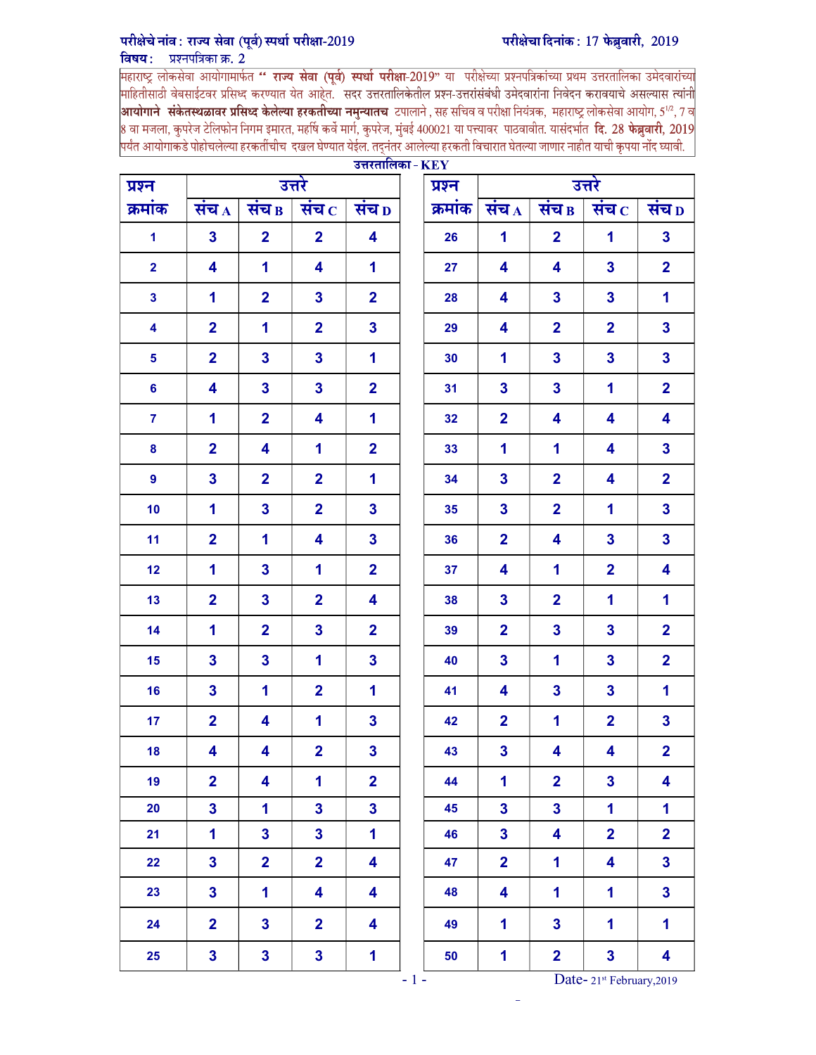**परीक्षेचे नांव : राज्य सेवा (पूर्व) स्पर्धा परीक्षा-2019** **परीक्षेचा दिनांक : 17 फेब्रुवारी, 2019**

**विषय :** प्रश्नपत्रिका क्र. 2

महाराष्ट्र लोकसेवा आयोगामार्फत **" राज्य सेवा (पूर्व) स्पर्धा परीक्षा-2019"** या परीक्षेच्या प्रश्नपत्रिकांच्या प्रथम उत्तरतालिका उमेदवारांच्या माहितीसाठी वेबसाईटवर प्रसिध्द करण्यात येत आहेत. सदर उत्तरतालिकेतील प्रश्न-उत्तरांसंबंधी उमेदवारांना निवेदन करावयाचे असल्यास त्यांनी **आयोगाने संकेतस्थळावर प्रसिध्द केलेल्या हरकतीच्या नमुन्यातच** टपालाने , सह सचिव व परीक्षा नियंत्रक, महाराष्ट्र लोकसेवा आयोग, 5[1/2], 7 व 8 वा मजला, कुपरेज टेलिफोन निगम इमारत, महर्षि कर्वे मार्ग, कुपरेज, मुंबई 400021 या पत्त्यावर पाठवावीत. यासंदर्भात **दि. 28 फेब्रुवारी, 2019** पर्यंत आयोगाकडे पोहोचलेल्या हरकतींचीच दखल घेण्यात येईल. तद्नंतर आलेल्या हरकती विचारात घेतल्या जाणार नाहीत याची कृपया नोंद घ्यावी.

**उत्तरतालिका - KEY**

| प्रश्न क्रमांक | संच A | संच B | संच C | संच D | प्रश्न क्रमांक | संच A | संच B | संच C | संच D |
|---|---|---|---|---|---|---|---|---|---|
| 1 | 3 | 2 | 2 | 4 | 26 | 1 | 2 | 1 | 3 |
| 2 | 4 | 1 | 4 | 1 | 27 | 4 | 4 | 3 | 2 |
| 3 | 1 | 2 | 3 | 2 | 28 | 4 | 3 | 3 | 1 |
| 4 | 2 | 1 | 2 | 3 | 29 | 4 | 2 | 2 | 3 |
| 5 | 2 | 3 | 3 | 1 | 30 | 1 | 3 | 3 | 3 |
| 6 | 4 | 3 | 3 | 2 | 31 | 3 | 3 | 1 | 2 |
| 7 | 1 | 2 | 4 | 1 | 32 | 2 | 4 | 4 | 4 |
| 8 | 2 | 4 | 1 | 2 | 33 | 1 | 1 | 4 | 3 |
| 9 | 3 | 2 | 2 | 1 | 34 | 3 | 2 | 4 | 2 |
| 10 | 1 | 3 | 2 | 3 | 35 | 3 | 2 | 1 | 3 |
| 11 | 2 | 1 | 4 | 3 | 36 | 2 | 4 | 3 | 3 |
| 12 | 1 | 3 | 1 | 2 | 37 | 4 | 1 | 2 | 4 |
| 13 | 2 | 3 | 2 | 4 | 38 | 3 | 2 | 1 | 1 |
| 14 | 1 | 2 | 3 | 2 | 39 | 2 | 3 | 3 | 2 |
| 15 | 3 | 3 | 1 | 3 | 40 | 3 | 1 | 3 | 2 |
| 16 | 3 | 1 | 2 | 1 | 41 | 4 | 3 | 3 | 1 |
| 17 | 2 | 4 | 1 | 3 | 42 | 2 | 1 | 2 | 3 |
| 18 | 4 | 4 | 2 | 3 | 43 | 3 | 4 | 4 | 2 |
| 19 | 2 | 4 | 1 | 2 | 44 | 1 | 2 | 3 | 4 |
| 20 | 3 | 1 | 3 | 3 | 45 | 3 | 3 | 1 | 1 |
| 21 | 1 | 3 | 3 | 1 | 46 | 3 | 4 | 2 | 2 |
| 22 | 3 | 2 | 2 | 4 | 47 | 2 | 1 | 4 | 3 |
| 23 | 3 | 1 | 4 | 4 | 48 | 4 | 1 | 1 | 3 |
| 24 | 2 | 3 | 2 | 4 | 49 | 1 | 3 | 1 | 1 |
| 25 | 3 | 3 | 3 | 1 | 50 | 1 | 2 | 3 | 4 |

Date- 21st February,2019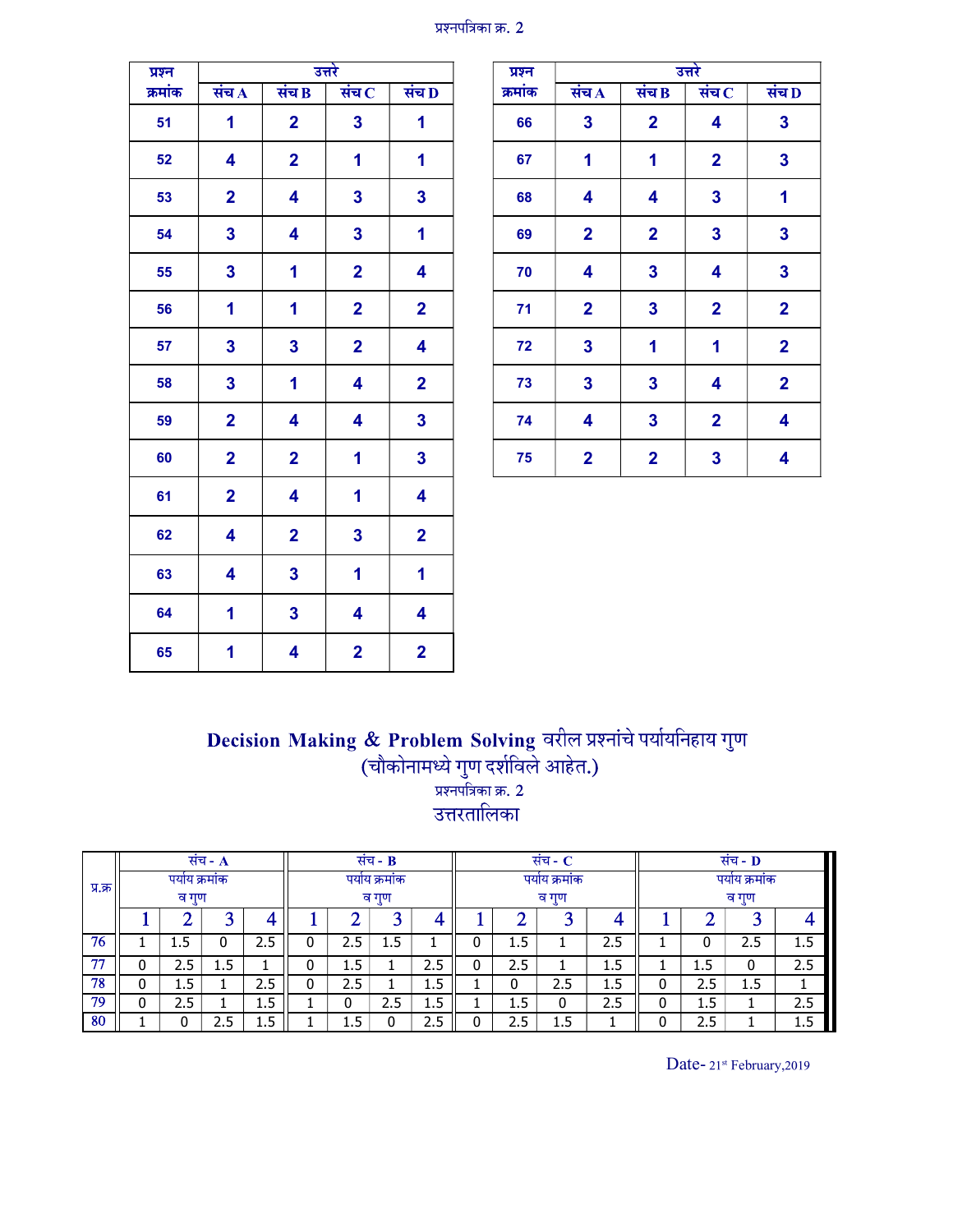प्रश्नपत्रिका क्र. 2

| प्रश्न क्रमांक | उत्तरे संच A | संच B | संच C | संच D |
|---|---|---|---|---|
| 51 | 1 | 2 | 3 | 1 |
| 52 | 4 | 2 | 1 | 1 |
| 53 | 2 | 4 | 3 | 3 |
| 54 | 3 | 4 | 3 | 1 |
| 55 | 3 | 1 | 2 | 4 |
| 56 | 1 | 1 | 2 | 2 |
| 57 | 3 | 3 | 2 | 4 |
| 58 | 3 | 1 | 4 | 2 |
| 59 | 2 | 4 | 4 | 3 |
| 60 | 2 | 2 | 1 | 3 |
| 61 | 2 | 4 | 1 | 4 |
| 62 | 4 | 2 | 3 | 2 |
| 63 | 4 | 3 | 1 | 1 |
| 64 | 1 | 3 | 4 | 4 |
| 65 | 1 | 4 | 2 | 2 |
| 66 | 3 | 2 | 4 | 3 |
| 67 | 1 | 1 | 2 | 3 |
| 68 | 4 | 4 | 3 | 1 |
| 69 | 2 | 2 | 3 | 3 |
| 70 | 4 | 3 | 4 | 3 |
| 71 | 2 | 3 | 2 | 2 |
| 72 | 3 | 1 | 1 | 2 |
| 73 | 3 | 3 | 4 | 2 |
| 74 | 4 | 3 | 2 | 4 |
| 75 | 2 | 2 | 3 | 4 |

## Decision Making & Problem Solving वरील प्रश्नांचे पर्यायनिहाय गुण

(चौकोनामध्ये गुण दर्शविले आहेत.)

प्रश्नपत्रिका क्र. 2

### उत्तरतालिका

| प्र.क्र | संच - A पर्याय क्रमांक व गुण | | | | संच - B पर्याय क्रमांक व गुण | | | | संच - C पर्याय क्रमांक व गुण | | | | संच - D पर्याय क्रमांक व गुण | | | |
|---|---|---|---|---|---|---|---|---|---|---|---|---|---|---|---|---|
| | 1 | 2 | 3 | 4 | 1 | 2 | 3 | 4 | 1 | 2 | 3 | 4 | 1 | 2 | 3 | 4 |
| 76 | 1 | 1.5 | 0 | 2.5 | 0 | 2.5 | 1.5 | 1 | 0 | 1.5 | 1 | 2.5 | 1 | 0 | 2.5 | 1.5 |
| 77 | 0 | 2.5 | 1.5 | 1 | 0 | 1.5 | 1 | 2.5 | 0 | 2.5 | 1 | 1.5 | 1 | 1.5 | 0 | 2.5 |
| 78 | 0 | 1.5 | 1 | 2.5 | 0 | 2.5 | 1 | 1.5 | 1 | 0 | 2.5 | 1.5 | 0 | 2.5 | 1.5 | 1 |
| 79 | 0 | 2.5 | 1 | 1.5 | 1 | 0 | 2.5 | 1.5 | 1 | 1.5 | 0 | 2.5 | 0 | 1.5 | 1 | 2.5 |
| 80 | 1 | 0 | 2.5 | 1.5 | 1 | 1.5 | 0 | 2.5 | 0 | 2.5 | 1.5 | 1 | 0 | 2.5 | 1 | 1.5 |

Date- 21st February,2019